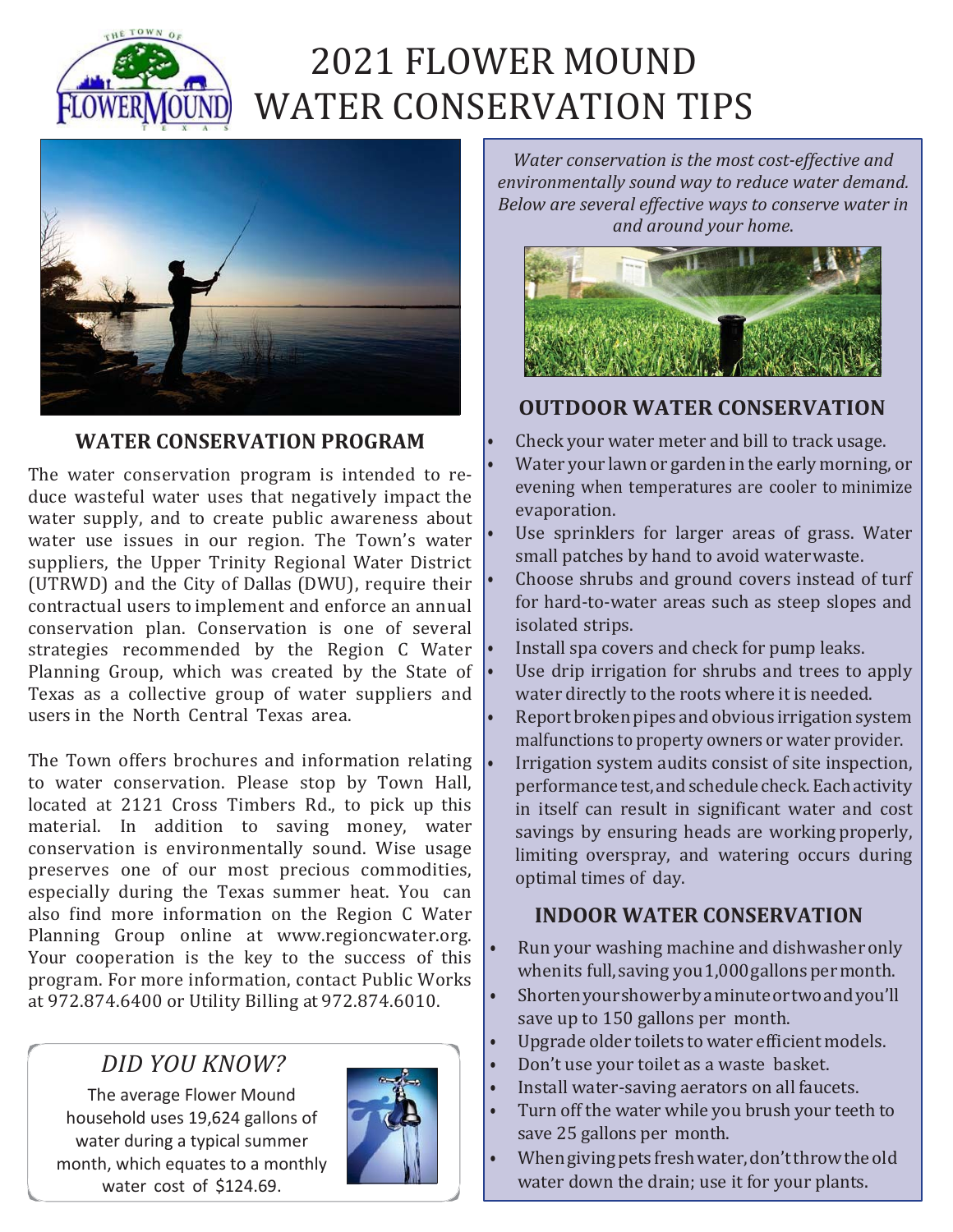# 2021 FLOWER MOUND WATER CONSERVATION TIPS

## WATER CONSERVATION PROGRAM

The water conservation program is intended to reduce wasteful water uses that negatively impact the water supply, and to create public awareness about water use issues in our region. The Town's water suppliers, the Upper Trinity Regional Water District (UTRWD) and the City of Dallas (DWU), require their contractual users to implement and enforce an annual conservation plan. Conservation is one of several strategies recommended by the Region C Water Planning Group, which was created by the State of Texas as a collective group of water suppliers and users in the North Central Texas area.

The Town offers brochures and information relating to water conservation. Please stop by Town Hall, located at 2121 Cross Timbers Rd., to pick up this material. In addition to saving money, water conservation is environmentally sound. Wise usage preserves one of our most precious commodities, especially during the Texas summer heat. You can also find more information on the Region C Water Planning Group online at www.regioncwater.org. Your cooperation is the key to the success of this program. For more information, contact Public Works at 972.874.6400 or Utility Billing at 972.874.6010.

### *DID YOU KNOW?*

The average Flower Mound household uses 19,624 gallons of water during a typical summer month, which equates to a monthly water cost of $124.69.

*Water conservation is the most cost-effective and environmentally sound way to reduce water demand. Below are several effective ways to conserve water in and around your home.*

## OUTDOOR WATER CONSERVATION

- Check your water meter and bill to track usage.
- Water your lawn or garden in the early morning, or evening when temperatures are cooler to minimize evaporation.
- Use sprinklers for larger areas of grass. Water small patches by hand to avoid water waste.
- Choose shrubs and ground covers instead of turf for hard-to-water areas such as steep slopes and isolated strips.
- Install spa covers and check for pump leaks.
- Use drip irrigation for shrubs and trees to apply water directly to the roots where it is needed.
- Report broken pipes and obvious irrigation system malfunctions to property owners or water provider.
- Irrigation system audits consist of site inspection, performance test, and schedule check. Each activity in itself can result in significant water and cost savings by ensuring heads are working properly, limiting overspray, and watering occurs during optimal times of day.

## INDOOR WATER CONSERVATION

- Run your washing machine and dishwasher only when its full, saving you 1,000 gallons per month.
- Shorten your shower by a minute or two and you'll save up to 150 gallons per month.
- Upgrade older toilets to water efficient models.
- Don't use your toilet as a waste basket.
- Install water-saving aerators on all faucets.
- Turn off the water while you brush your teeth to save 25 gallons per month.
- When giving pets fresh water, don't throw the old water down the drain; use it for your plants.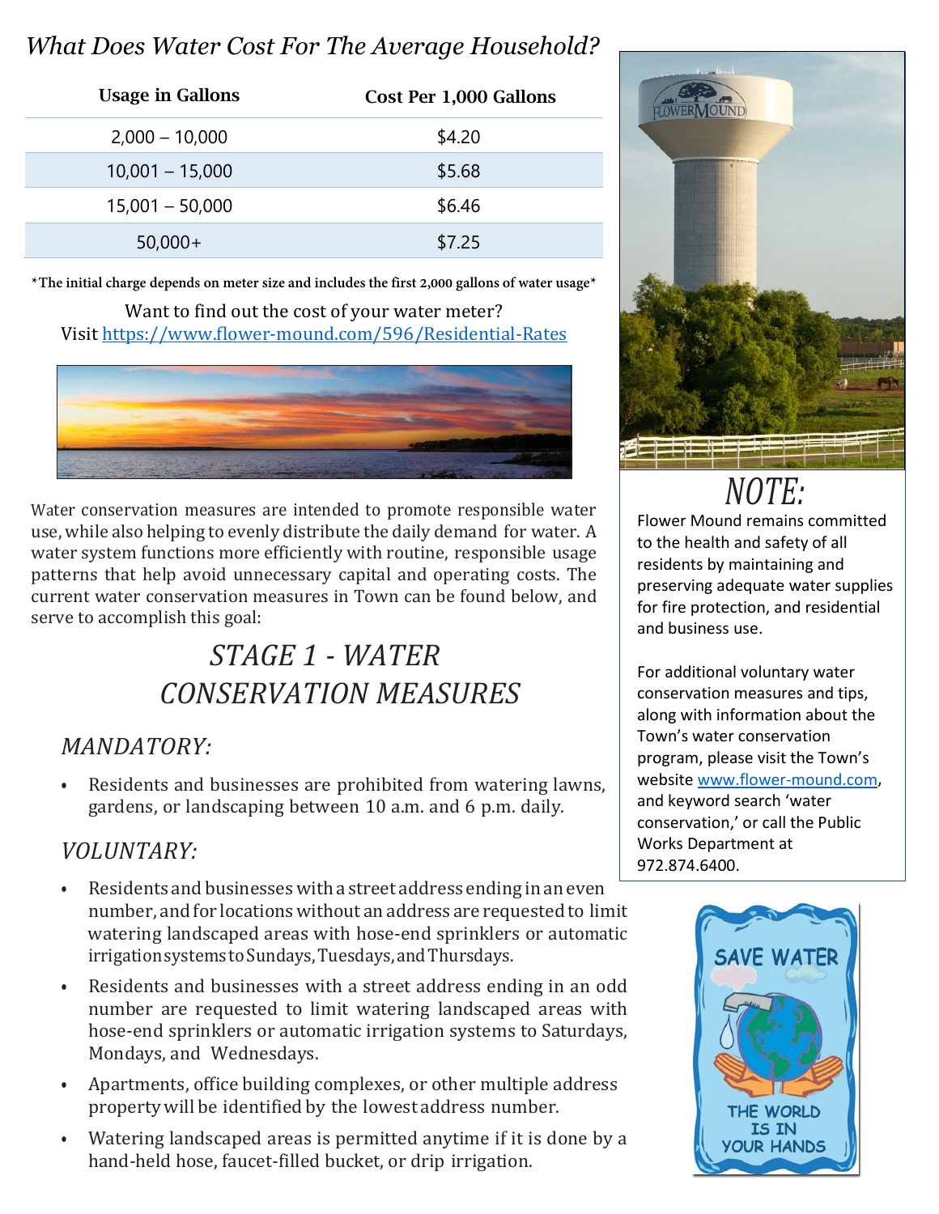## *What Does Water Cost For The Average Household?*

| Usage in Gallons | Cost Per 1,000 Gallons |
|---|---|
| 2,000 – 10,000 | $4.20 |
| 10,001 – 15,000 | $5.68 |
| 15,001 – 50,000 | $6.46 |
| 50,000+ | $7.25 |

*The initial charge depends on meter size and includes the first 2,000 gallons of water usage*

Want to find out the cost of your water meter?
Visit https://www.flower-mound.com/596/Residential-Rates

Water conservation measures are intended to promote responsible water use, while also helping to evenly distribute the daily demand for water. A water system functions more efficiently with routine, responsible usage patterns that help avoid unnecessary capital and operating costs. The current water conservation measures in Town can be found below, and serve to accomplish this goal:

## *STAGE 1 - WATER CONSERVATION MEASURES*

### *MANDATORY:*

- Residents and businesses are prohibited from watering lawns, gardens, or landscaping between 10 a.m. and 6 p.m. daily.

### *VOLUNTARY:*

- Residents and businesses with a street address ending in an even number, and for locations without an address are requested to limit watering landscaped areas with hose-end sprinklers or automatic irrigation systems to Sundays, Tuesdays, and Thursdays.
- Residents and businesses with a street address ending in an odd number are requested to limit watering landscaped areas with hose-end sprinklers or automatic irrigation systems to Saturdays, Mondays, and Wednesdays.
- Apartments, office building complexes, or other multiple address property will be identified by the lowest address number.
- Watering landscaped areas is permitted anytime if it is done by a hand-held hose, faucet-filled bucket, or drip irrigation.

## *NOTE:*

Flower Mound remains committed to the health and safety of all residents by maintaining and preserving adequate water supplies for fire protection, and residential and business use.

For additional voluntary water conservation measures and tips, along with information about the Town's water conservation program, please visit the Town's website www.flower-mound.com, and keyword search 'water conservation,' or call the Public Works Department at 972.874.6400.